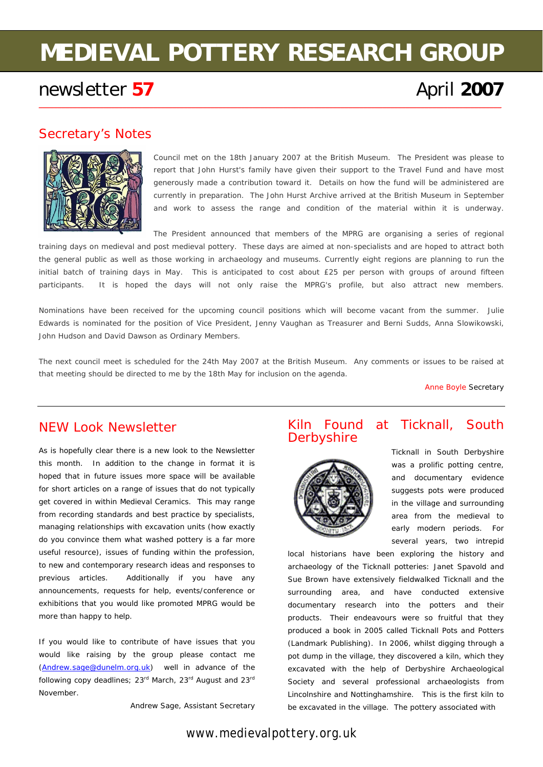# MEDIEVAL POTTERY RESEARCH GROUP

newsletter **57** April **2007**

## Secretary's Notes

Council met on the 18th January 2007 at the British Museum. The President was please to report that John Hurst's family have given their support to the Travel Fund and have most generously made a contribution toward it. Details on how the fund will be administered are currently in preparation. The John Hurst Archive arrived at the British Museum in September and work to assess the range and condition of the material within it is underway.

The President announced that members of the MPRG are organising a series of regional training days on medieval and post medieval pottery. These days are aimed at non-specialists and are hoped to attract both the general public as well as those working in archaeology and museums. Currently eight regions are planning to run the initial batch of training days in May. This is anticipated to cost about £25 per person with groups of around fifteen participants. It is hoped the days will not only raise the MPRG's profile, but also attract new members.

Nominations have been received for the upcoming council positions which will become vacant from the summer. Julie Edwards is nominated for the position of Vice President, Jenny Vaughan as Treasurer and Berni Sudds, Anna Slowikowski, John Hudson and David Dawson as Ordinary Members.

The next council meet is scheduled for the 24th May 2007 at the British Museum. Any comments or issues to be raised at that meeting should be directed to me by the 18th May for inclusion on the agenda.

Anne Boyle Secretary

## NEW Look Newsletter

As is hopefully clear there is a new look to the Newsletter this month. In addition to the change in format it is hoped that in future issues more space will be available for short articles on a range of issues that do not typically get covered in within Medieval Ceramics. This may range from recording standards and best practice by specialists, managing relationships with excavation units (how exactly do you convince them what washed pottery is a far more useful resource), issues of funding within the profession, to new and contemporary research ideas and responses to previous articles. Additionally if you have any announcements, requests for help, events/conference or exhibitions that you would like promoted MPRG would be more than happy to help.

If you would like to contribute of have issues that you would like raising by the group please contact me (Andrew.sage@dunelm.org.uk) well in advance of the following copy deadlines; 23rd March, 23rd August and 23rd November.

Andrew Sage, Assistant Secretary

## Kiln Found at Ticknall, South Derbyshire

Ticknall in South Derbyshire was a prolific potting centre, and documentary evidence suggests pots were produced in the village and surrounding area from the medieval to early modern periods. For several years, two intrepid local historians have been exploring the history and archaeology of the Ticknall potteries: Janet Spavold and Sue Brown have extensively fieldwalked Ticknall and the surrounding area, and have conducted extensive documentary research into the potters and their products. Their endeavours were so fruitful that they produced a book in 2005 called Ticknall Pots and Potters (Landmark Publishing). In 2006, whilst digging through a pot dump in the village, they discovered a kiln, which they excavated with the help of Derbyshire Archaeological Society and several professional archaeologists from Lincolnshire and Nottinghamshire. This is the first kiln to be excavated in the village. The pottery associated with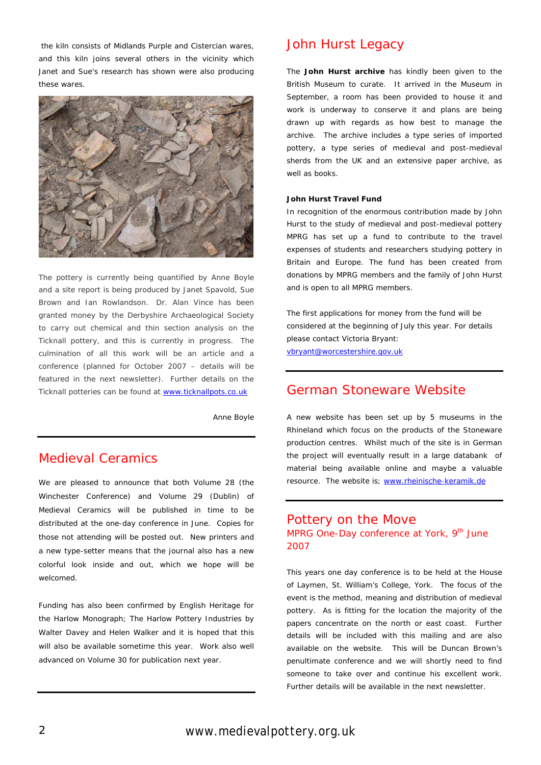the kiln consists of Midlands Purple and Cistercian wares, and this kiln joins several others in the vicinity which Janet and Sue's research has shown were also producing these wares.

The pottery is currently being quantified by Anne Boyle and a site report is being produced by Janet Spavold, Sue Brown and Ian Rowlandson. Dr. Alan Vince has been granted money by the Derbyshire Archaeological Society to carry out chemical and thin section analysis on the Ticknall pottery, and this is currently in progress. The culmination of all this work will be an article and a conference (planned for October 2007 – details will be featured in the next newsletter). Further details on the Ticknall potteries can be found at www.ticknallpots.co.uk

Anne Boyle

## Medieval Ceramics

We are pleased to announce that both Volume 28 (the Winchester Conference) and Volume 29 (Dublin) of Medieval Ceramics will be published in time to be distributed at the one-day conference in June. Copies for those not attending will be posted out. New printers and a new type-setter means that the journal also has a new colorful look inside and out, which we hope will be welcomed.

Funding has also been confirmed by English Heritage for the Harlow Monograph; The Harlow Pottery Industries by Walter Davey and Helen Walker and it is hoped that this will also be available sometime this year. Work also well advanced on Volume 30 for publication next year.

## John Hurst Legacy

The **John Hurst archive** has kindly been given to the British Museum to curate. It arrived in the Museum in September, a room has been provided to house it and work is underway to conserve it and plans are being drawn up with regards as how best to manage the archive. The archive includes a type series of imported pottery, a type series of medieval and post-medieval sherds from the UK and an extensive paper archive, as well as books.

**John Hurst Travel Fund**

In recognition of the enormous contribution made by John Hurst to the study of medieval and post-medieval pottery MPRG has set up a fund to contribute to the travel expenses of students and researchers studying pottery in Britain and Europe. The fund has been created from donations by MPRG members and the family of John Hurst and is open to all MPRG members.

The first applications for money from the fund will be considered at the beginning of July this year. For details please contact Victoria Bryant: vbryant@worcestershire.gov.uk

## German Stoneware Website

A new website has been set up by 5 museums in the Rhineland which focus on the products of the Stoneware production centres. Whilst much of the site is in German the project will eventually result in a large databank of material being available online and maybe a valuable resource. The website is; www.rheinische-keramik.de

## Pottery on the Move

### MPRG One-Day conference at York, 9th June 2007

This years one day conference is to be held at the House of Laymen, St. William's College, York. The focus of the event is the method, meaning and distribution of medieval pottery. As is fitting for the location the majority of the papers concentrate on the north or east coast. Further details will be included with this mailing and are also available on the website. This will be Duncan Brown's penultimate conference and we will shortly need to find someone to take over and continue his excellent work. Further details will be available in the next newsletter.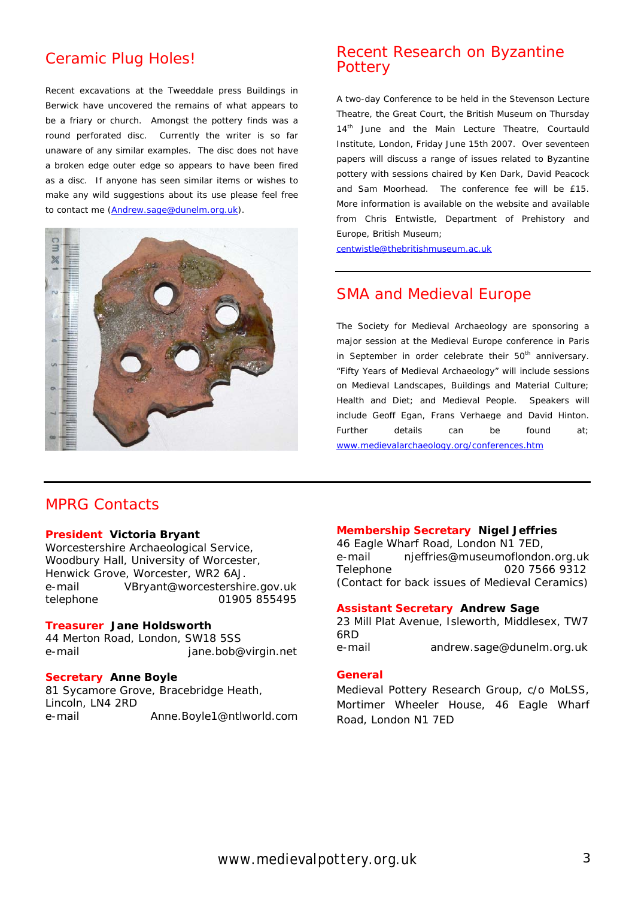## Ceramic Plug Holes!

Recent excavations at the Tweeddale press Buildings in Berwick have uncovered the remains of what appears to be a friary or church. Amongst the pottery finds was a round perforated disc. Currently the writer is so far unaware of any similar examples. The disc does not have a broken edge outer edge so appears to have been fired as a disc. If anyone has seen similar items or wishes to make any wild suggestions about its use please feel free to contact me (Andrew.sage@dunelm.org.uk).

## Recent Research on Byzantine Pottery

A two-day Conference to be held in the Stevenson Lecture Theatre, the Great Court, the British Museum on Thursday 14th June and the Main Lecture Theatre, Courtauld Institute, London, Friday June 15th 2007. Over seventeen papers will discuss a range of issues related to Byzantine pottery with sessions chaired by Ken Dark, David Peacock and Sam Moorhead. The conference fee will be £15. More information is available on the website and available from Chris Entwistle, Department of Prehistory and Europe, British Museum; centwistle@thebritishmuseum.ac.uk

## SMA and Medieval Europe

The Society for Medieval Archaeology are sponsoring a major session at the Medieval Europe conference in Paris in September in order celebrate their 50th anniversary. "Fifty Years of Medieval Archaeology" will include sessions on Medieval Landscapes, Buildings and Material Culture; Health and Diet; and Medieval People. Speakers will include Geoff Egan, Frans Verhaege and David Hinton. Further details can be found at; www.medievalarchaeology.org/conferences.htm

## MPRG Contacts

**President Victoria Bryant**
Worcestershire Archaeological Service,
Woodbury Hall, University of Worcester,
Henwick Grove, Worcester, WR2 6AJ.
e-mail VBryant@worcestershire.gov.uk
telephone 01905 855495

**Treasurer Jane Holdsworth**
44 Merton Road, London, SW18 5SS
e-mail jane.bob@virgin.net

**Secretary Anne Boyle**
81 Sycamore Grove, Bracebridge Heath,
Lincoln, LN4 2RD
e-mail Anne.Boyle1@ntlworld.com

**Membership Secretary Nigel Jeffries**
46 Eagle Wharf Road, London N1 7ED,
e-mail njeffries@museumoflondon.org.uk
Telephone 020 7566 9312
(Contact for back issues of Medieval Ceramics)

**Assistant Secretary Andrew Sage**
23 Mill Plat Avenue, Isleworth, Middlesex, TW7 6RD
e-mail andrew.sage@dunelm.org.uk

**General**
Medieval Pottery Research Group, c/o MoLSS, Mortimer Wheeler House, 46 Eagle Wharf Road, London N1 7ED

www.medievalpottery.org.uk